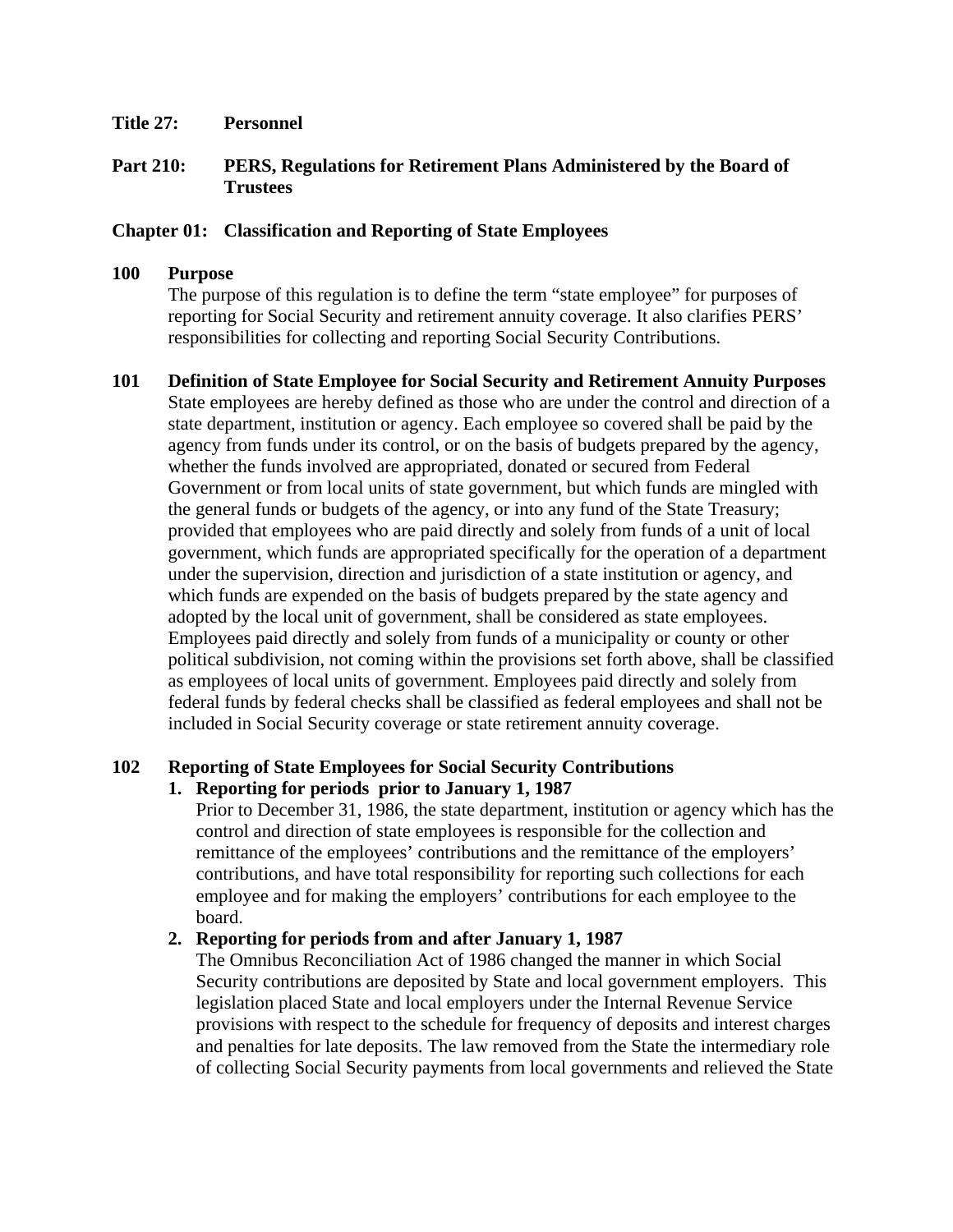**Title 27: Personnel**

**Part 210: PERS, Regulations for Retirement Plans Administered by the Board of Trustees**

**Chapter 01: Classification and Reporting of State Employees**

**100 Purpose**

The purpose of this regulation is to define the term "state employee" for purposes of reporting for Social Security and retirement annuity coverage. It also clarifies PERS' responsibilities for collecting and reporting Social Security Contributions.

**101 Definition of State Employee for Social Security and Retirement Annuity Purposes**

State employees are hereby defined as those who are under the control and direction of a state department, institution or agency. Each employee so covered shall be paid by the agency from funds under its control, or on the basis of budgets prepared by the agency, whether the funds involved are appropriated, donated or secured from Federal Government or from local units of state government, but which funds are mingled with the general funds or budgets of the agency, or into any fund of the State Treasury; provided that employees who are paid directly and solely from funds of a unit of local government, which funds are appropriated specifically for the operation of a department under the supervision, direction and jurisdiction of a state institution or agency, and which funds are expended on the basis of budgets prepared by the state agency and adopted by the local unit of government, shall be considered as state employees. Employees paid directly and solely from funds of a municipality or county or other political subdivision, not coming within the provisions set forth above, shall be classified as employees of local units of government. Employees paid directly and solely from federal funds by federal checks shall be classified as federal employees and shall not be included in Social Security coverage or state retirement annuity coverage.

**102 Reporting of State Employees for Social Security Contributions**

1. **Reporting for periods prior to January 1, 1987**

   Prior to December 31, 1986, the state department, institution or agency which has the control and direction of state employees is responsible for the collection and remittance of the employees' contributions and the remittance of the employers' contributions, and have total responsibility for reporting such collections for each employee and for making the employers' contributions for each employee to the board.

2. **Reporting for periods from and after January 1, 1987**

   The Omnibus Reconciliation Act of 1986 changed the manner in which Social Security contributions are deposited by State and local government employers. This legislation placed State and local employers under the Internal Revenue Service provisions with respect to the schedule for frequency of deposits and interest charges and penalties for late deposits. The law removed from the State the intermediary role of collecting Social Security payments from local governments and relieved the State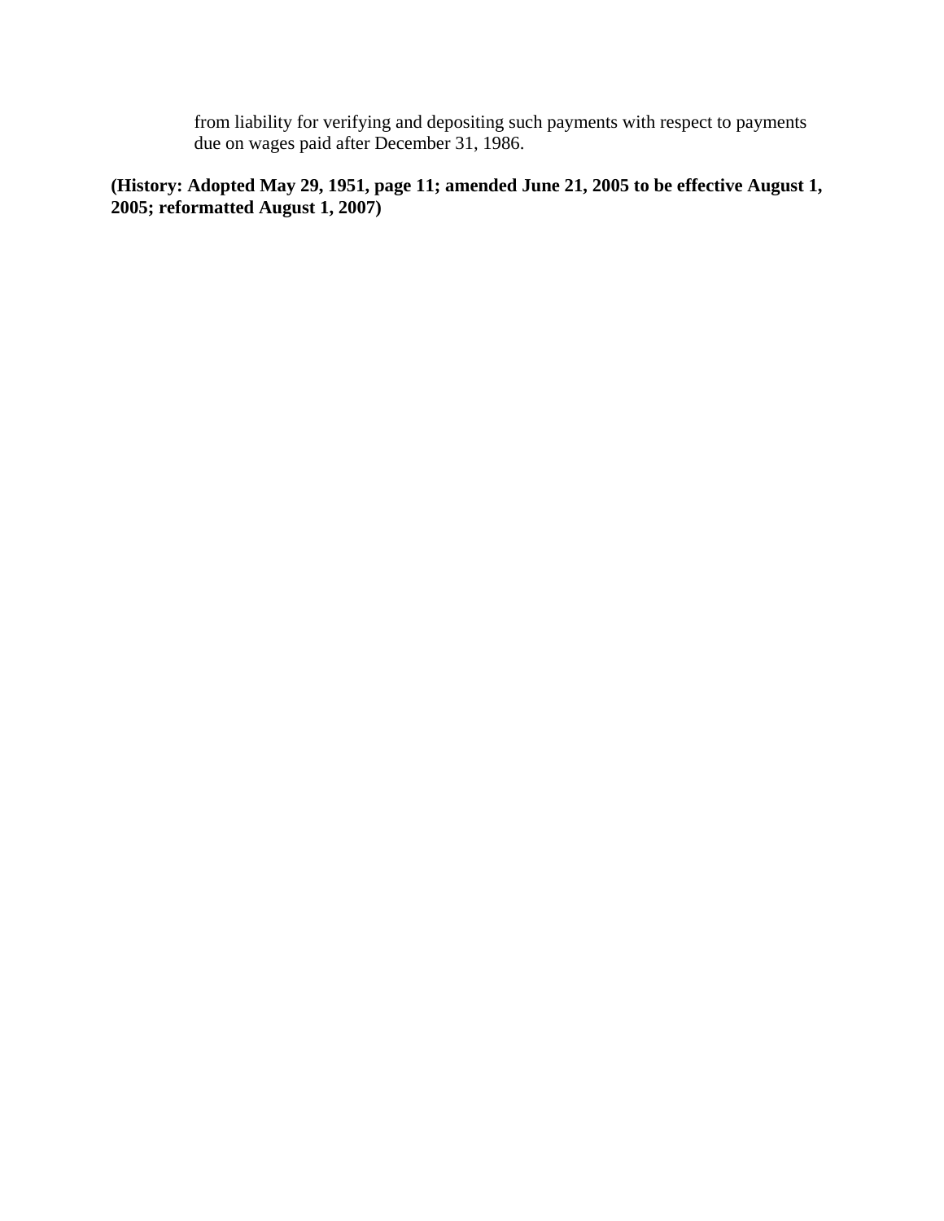from liability for verifying and depositing such payments with respect to payments due on wages paid after December 31, 1986.

**(History: Adopted May 29, 1951, page 11; amended June 21, 2005 to be effective August 1, 2005; reformatted August 1, 2007)**